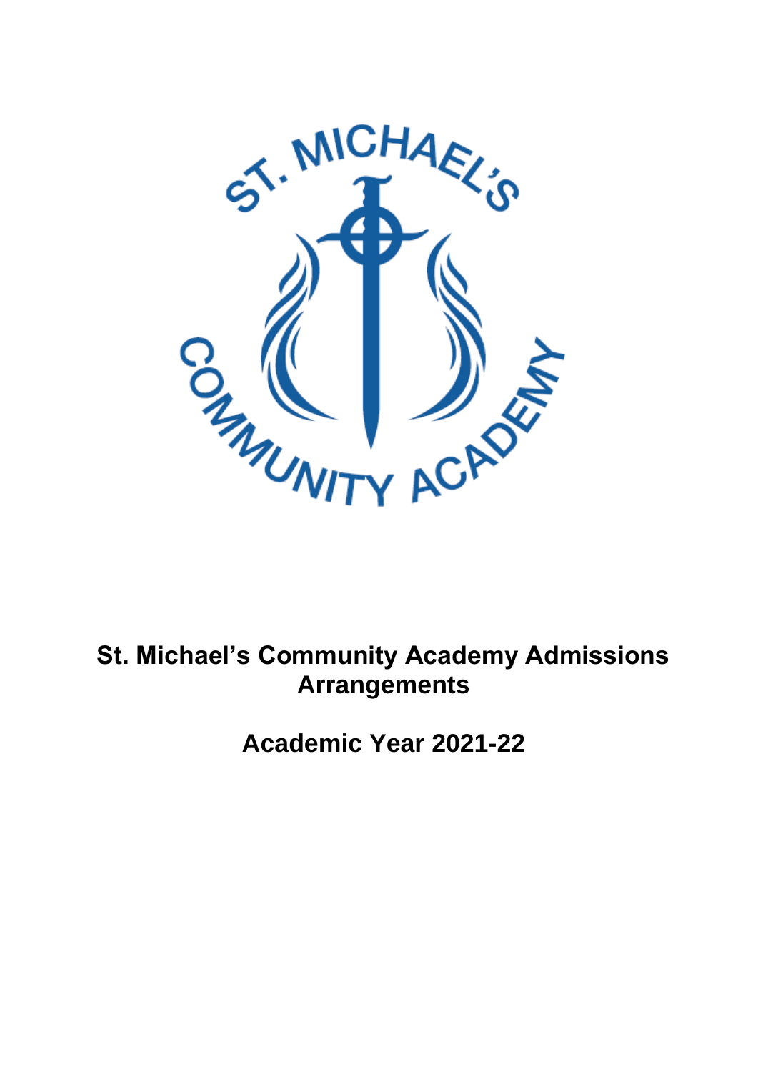# St. Michael's Community Academy Admissions Arrangements

## Academic Year 2021-22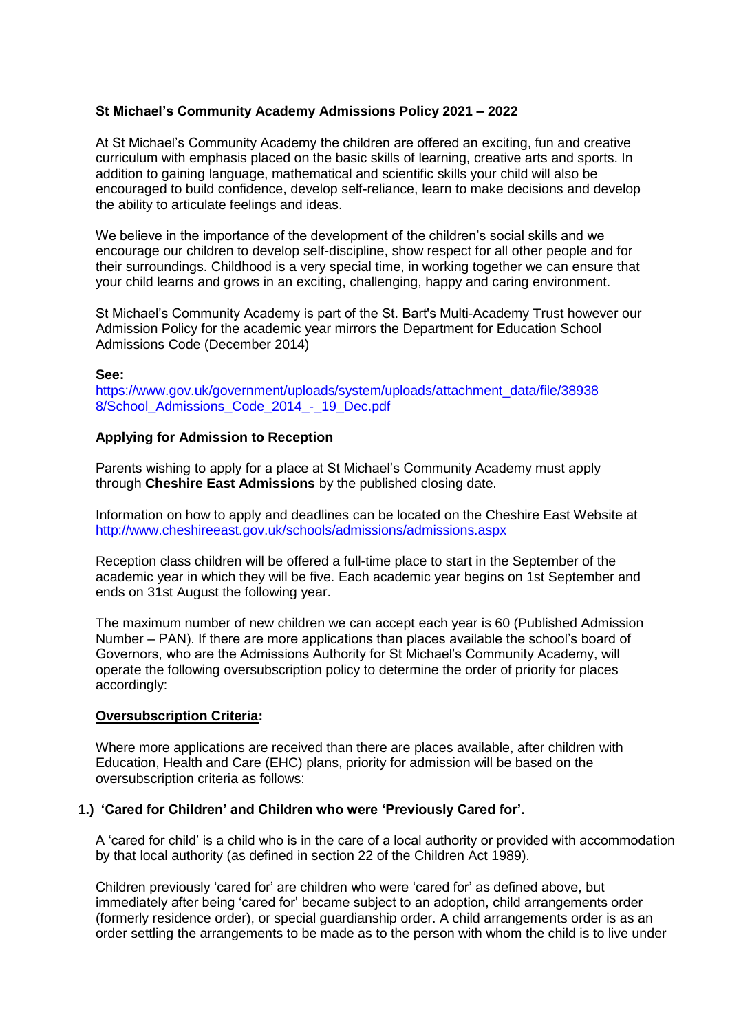**St Michael's Community Academy Admissions Policy 2021 – 2022**

At St Michael's Community Academy the children are offered an exciting, fun and creative curriculum with emphasis placed on the basic skills of learning, creative arts and sports. In addition to gaining language, mathematical and scientific skills your child will also be encouraged to build confidence, develop self-reliance, learn to make decisions and develop the ability to articulate feelings and ideas.

We believe in the importance of the development of the children's social skills and we encourage our children to develop self-discipline, show respect for all other people and for their surroundings. Childhood is a very special time, in working together we can ensure that your child learns and grows in an exciting, challenging, happy and caring environment.

St Michael's Community Academy is part of the St. Bart's Multi-Academy Trust however our Admission Policy for the academic year mirrors the Department for Education School Admissions Code (December 2014)

**See:**
https://www.gov.uk/government/uploads/system/uploads/attachment_data/file/389388/School_Admissions_Code_2014_-_19_Dec.pdf

**Applying for Admission to Reception**

Parents wishing to apply for a place at St Michael's Community Academy must apply through **Cheshire East Admissions** by the published closing date.

Information on how to apply and deadlines can be located on the Cheshire East Website at http://www.cheshireeast.gov.uk/schools/admissions/admissions.aspx

Reception class children will be offered a full-time place to start in the September of the academic year in which they will be five. Each academic year begins on 1st September and ends on 31st August the following year.

The maximum number of new children we can accept each year is 60 (Published Admission Number – PAN). If there are more applications than places available the school's board of Governors, who are the Admissions Authority for St Michael's Community Academy, will operate the following oversubscription policy to determine the order of priority for places accordingly:

**Oversubscription Criteria:**

Where more applications are received than there are places available, after children with Education, Health and Care (EHC) plans, priority for admission will be based on the oversubscription criteria as follows:

**1.) 'Cared for Children' and Children who were 'Previously Cared for'.**

A 'cared for child' is a child who is in the care of a local authority or provided with accommodation by that local authority (as defined in section 22 of the Children Act 1989).

Children previously 'cared for' are children who were 'cared for' as defined above, but immediately after being 'cared for' became subject to an adoption, child arrangements order (formerly residence order), or special guardianship order. A child arrangements order is as an order settling the arrangements to be made as to the person with whom the child is to live under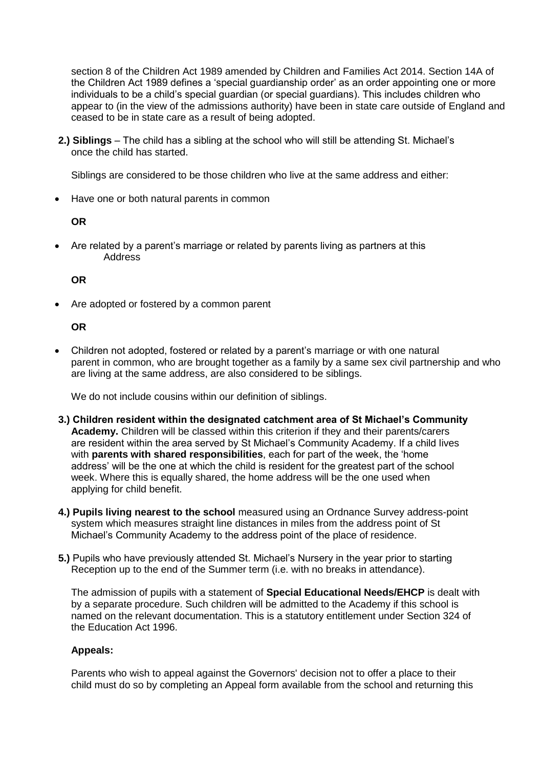section 8 of the Children Act 1989 amended by Children and Families Act 2014. Section 14A of the Children Act 1989 defines a 'special guardianship order' as an order appointing one or more individuals to be a child's special guardian (or special guardians). This includes children who appear to (in the view of the admissions authority) have been in state care outside of England and ceased to be in state care as a result of being adopted.

**2.) Siblings** – The child has a sibling at the school who will still be attending St. Michael's once the child has started.

Siblings are considered to be those children who live at the same address and either:

- Have one or both natural parents in common

**OR**

- Are related by a parent's marriage or related by parents living as partners at this Address

**OR**

- Are adopted or fostered by a common parent

**OR**

- Children not adopted, fostered or related by a parent's marriage or with one natural parent in common, who are brought together as a family by a same sex civil partnership and who are living at the same address, are also considered to be siblings.

We do not include cousins within our definition of siblings.

**3.) Children resident within the designated catchment area of St Michael's Community Academy.** Children will be classed within this criterion if they and their parents/carers are resident within the area served by St Michael's Community Academy. If a child lives with **parents with shared responsibilities**, each for part of the week, the 'home address' will be the one at which the child is resident for the greatest part of the school week. Where this is equally shared, the home address will be the one used when applying for child benefit.

**4.) Pupils living nearest to the school** measured using an Ordnance Survey address-point system which measures straight line distances in miles from the address point of St Michael's Community Academy to the address point of the place of residence.

**5.)** Pupils who have previously attended St. Michael's Nursery in the year prior to starting Reception up to the end of the Summer term (i.e. with no breaks in attendance).

The admission of pupils with a statement of **Special Educational Needs/EHCP** is dealt with by a separate procedure. Such children will be admitted to the Academy if this school is named on the relevant documentation. This is a statutory entitlement under Section 324 of the Education Act 1996.

**Appeals:**

Parents who wish to appeal against the Governors' decision not to offer a place to their child must do so by completing an Appeal form available from the school and returning this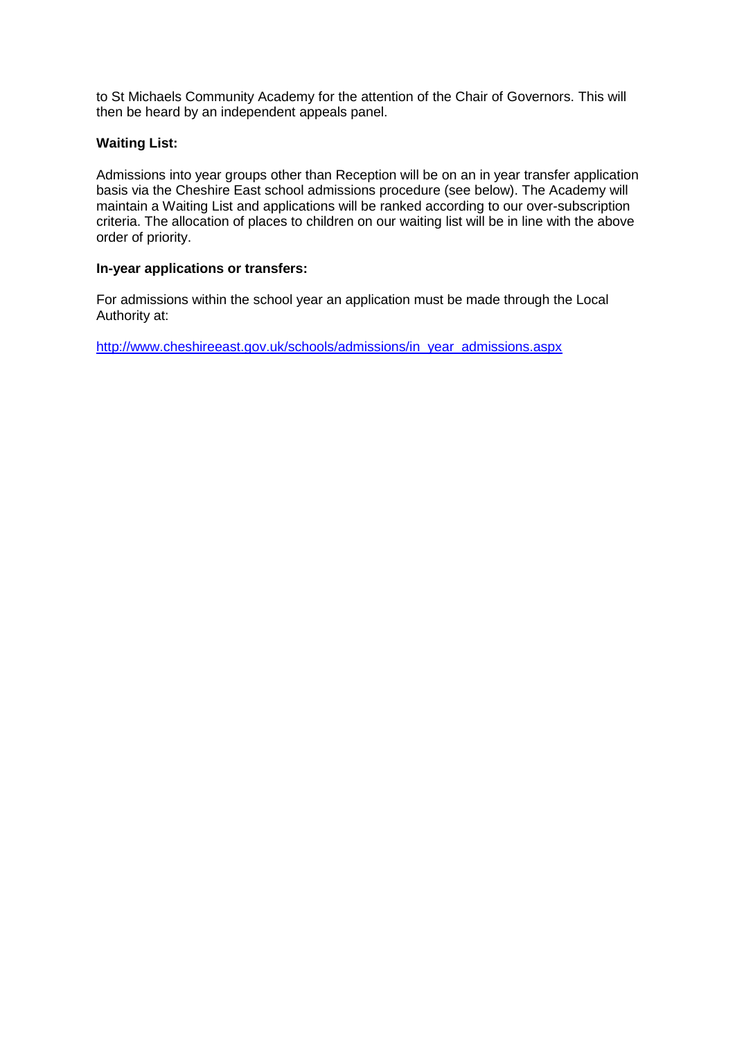to St Michaels Community Academy for the attention of the Chair of Governors. This will then be heard by an independent appeals panel.

**Waiting List:**

Admissions into year groups other than Reception will be on an in year transfer application basis via the Cheshire East school admissions procedure (see below). The Academy will maintain a Waiting List and applications will be ranked according to our over-subscription criteria. The allocation of places to children on our waiting list will be in line with the above order of priority.

**In-year applications or transfers:**

For admissions within the school year an application must be made through the Local Authority at:

[http://www.cheshireeast.gov.uk/schools/admissions/in_year_admissions.aspx](http://www.cheshireeast.gov.uk/schools/admissions/in_year_admissions.aspx)